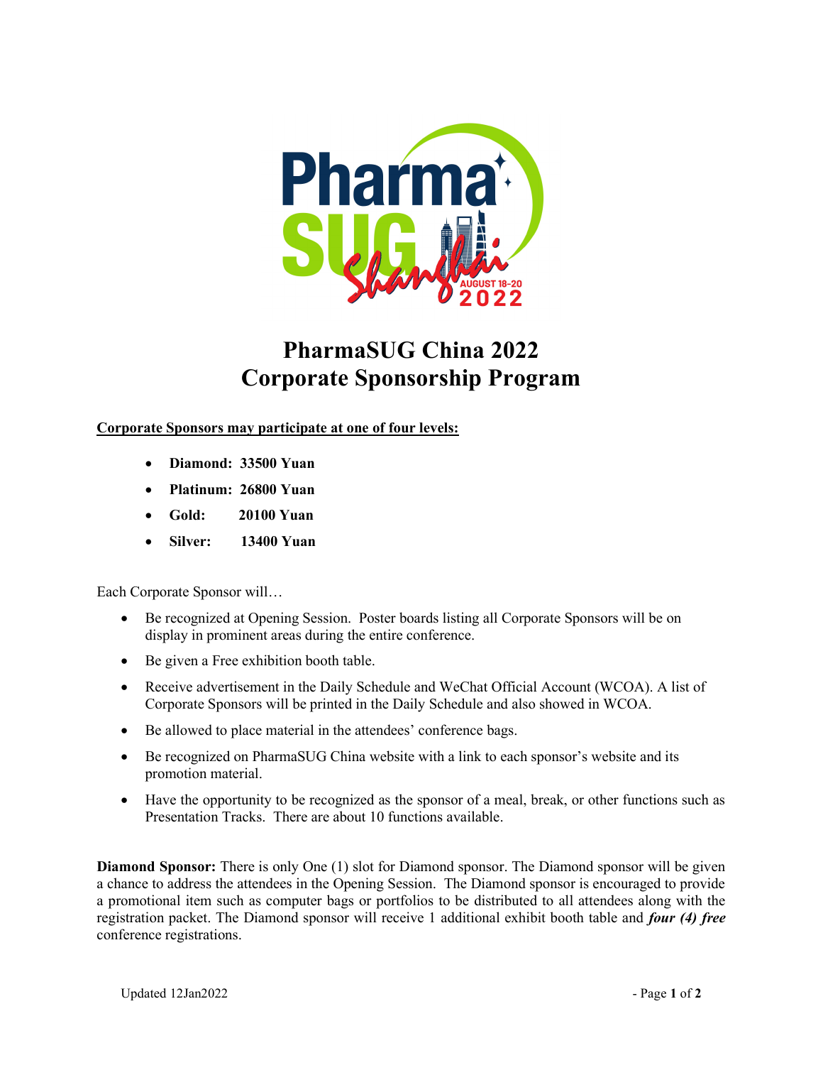# PharmaSUG China 2022
# Corporate Sponsorship Program

**Corporate Sponsors may participate at one of four levels:**

- **Diamond: 33500 Yuan**
- **Platinum: 26800 Yuan**
- **Gold: 20100 Yuan**
- **Silver: 13400 Yuan**

Each Corporate Sponsor will…

- Be recognized at Opening Session. Poster boards listing all Corporate Sponsors will be on display in prominent areas during the entire conference.
- Be given a Free exhibition booth table.
- Receive advertisement in the Daily Schedule and WeChat Official Account (WCOA). A list of Corporate Sponsors will be printed in the Daily Schedule and also showed in WCOA.
- Be allowed to place material in the attendees' conference bags.
- Be recognized on PharmaSUG China website with a link to each sponsor's website and its promotion material.
- Have the opportunity to be recognized as the sponsor of a meal, break, or other functions such as Presentation Tracks. There are about 10 functions available.

**Diamond Sponsor:** There is only One (1) slot for Diamond sponsor. The Diamond sponsor will be given a chance to address the attendees in the Opening Session. The Diamond sponsor is encouraged to provide a promotional item such as computer bags or portfolios to be distributed to all attendees along with the registration packet. The Diamond sponsor will receive 1 additional exhibit booth table and ***four (4) free*** conference registrations.

Updated 12Jan2022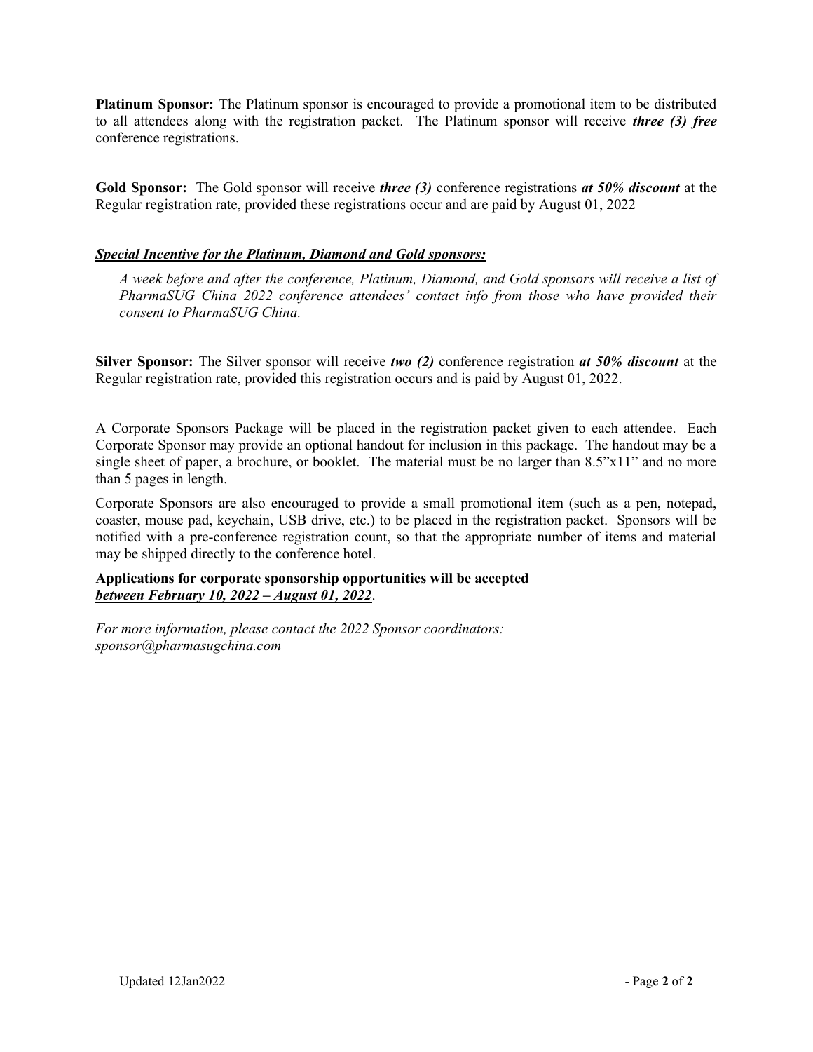**Platinum Sponsor:** The Platinum sponsor is encouraged to provide a promotional item to be distributed to all attendees along with the registration packet. The Platinum sponsor will receive ***three (3) free*** conference registrations.

**Gold Sponsor:** The Gold sponsor will receive ***three (3)*** conference registrations ***at 50% discount*** at the Regular registration rate, provided these registrations occur and are paid by August 01, 2022

***<u>Special Incentive for the Platinum, Diamond and Gold sponsors:</u>***

> *A week before and after the conference, Platinum, Diamond, and Gold sponsors will receive a list of PharmaSUG China 2022 conference attendees' contact info from those who have provided their consent to PharmaSUG China.*

**Silver Sponsor:** The Silver sponsor will receive ***two (2)*** conference registration ***at 50% discount*** at the Regular registration rate, provided this registration occurs and is paid by August 01, 2022.

A Corporate Sponsors Package will be placed in the registration packet given to each attendee. Each Corporate Sponsor may provide an optional handout for inclusion in this package. The handout may be a single sheet of paper, a brochure, or booklet. The material must be no larger than 8.5"x11" and no more than 5 pages in length.

Corporate Sponsors are also encouraged to provide a small promotional item (such as a pen, notepad, coaster, mouse pad, keychain, USB drive, etc.) to be placed in the registration packet. Sponsors will be notified with a pre-conference registration count, so that the appropriate number of items and material may be shipped directly to the conference hotel.

**Applications for corporate sponsorship opportunities will be accepted *<u>between February 10, 2022 – August 01, 2022</u>*.**

*For more information, please contact the 2022 Sponsor coordinators: sponsor@pharmasugchina.com*

Updated 12Jan2022